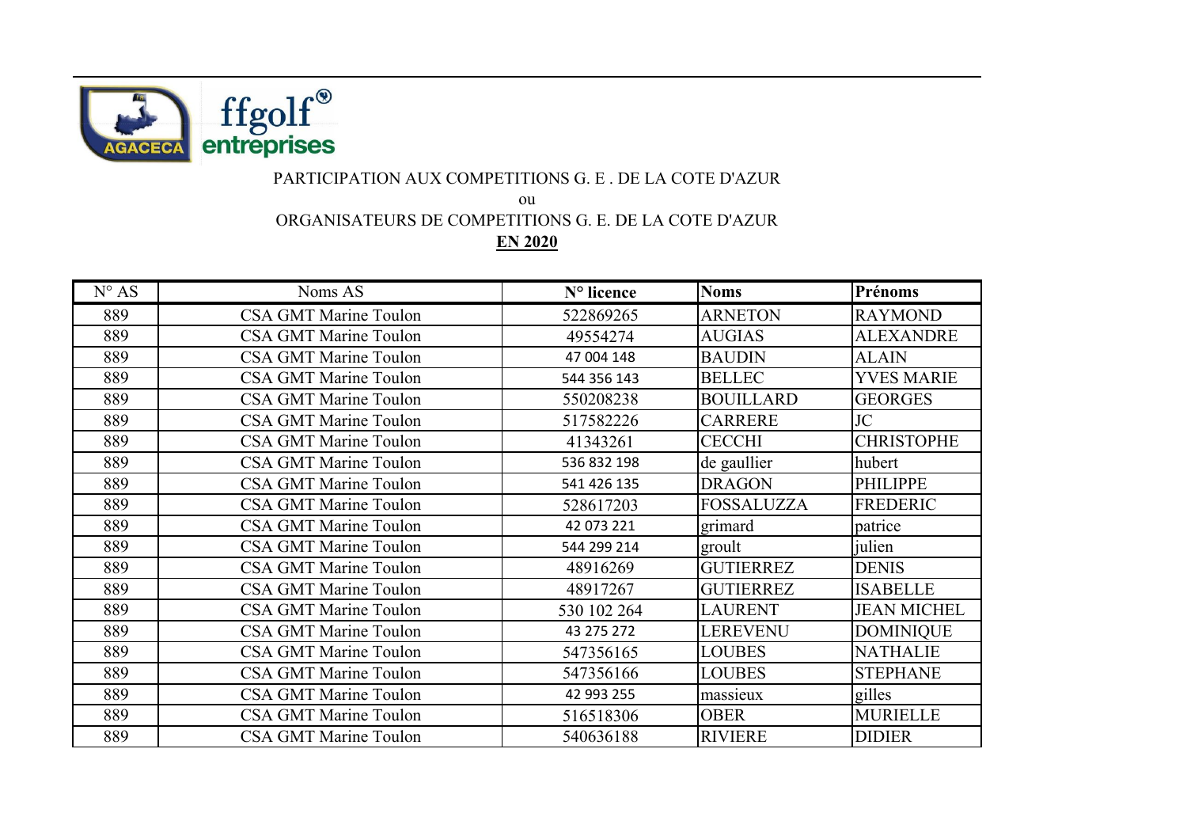PARTICIPATION AUX COMPETITIONS G. E . DE LA COTE D'AZUR

ou

ORGANISATEURS DE COMPETITIONS G. E. DE LA COTE D'AZUR

**EN 2020**

| N° AS | Noms AS | **N° licence** | **Noms** | **Prénoms** |
|---|---|---|---|---|
| 889 | CSA GMT Marine Toulon | 522869265 | ARNETON | RAYMOND |
| 889 | CSA GMT Marine Toulon | 49554274 | AUGIAS | ALEXANDRE |
| 889 | CSA GMT Marine Toulon | 47 004 148 | BAUDIN | ALAIN |
| 889 | CSA GMT Marine Toulon | 544 356 143 | BELLEC | YVES MARIE |
| 889 | CSA GMT Marine Toulon | 550208238 | BOUILLARD | GEORGES |
| 889 | CSA GMT Marine Toulon | 517582226 | CARRERE | JC |
| 889 | CSA GMT Marine Toulon | 41343261 | CECCHI | CHRISTOPHE |
| 889 | CSA GMT Marine Toulon | 536 832 198 | de gaullier | hubert |
| 889 | CSA GMT Marine Toulon | 541 426 135 | DRAGON | PHILIPPE |
| 889 | CSA GMT Marine Toulon | 528617203 | FOSSALUZZA | FREDERIC |
| 889 | CSA GMT Marine Toulon | 42 073 221 | grimard | patrice |
| 889 | CSA GMT Marine Toulon | 544 299 214 | groult | julien |
| 889 | CSA GMT Marine Toulon | 48916269 | GUTIERREZ | DENIS |
| 889 | CSA GMT Marine Toulon | 48917267 | GUTIERREZ | ISABELLE |
| 889 | CSA GMT Marine Toulon | 530 102 264 | LAURENT | JEAN MICHEL |
| 889 | CSA GMT Marine Toulon | 43 275 272 | LEREVENU | DOMINIQUE |
| 889 | CSA GMT Marine Toulon | 547356165 | LOUBES | NATHALIE |
| 889 | CSA GMT Marine Toulon | 547356166 | LOUBES | STEPHANE |
| 889 | CSA GMT Marine Toulon | 42 993 255 | massieux | gilles |
| 889 | CSA GMT Marine Toulon | 516518306 | OBER | MURIELLE |
| 889 | CSA GMT Marine Toulon | 540636188 | RIVIERE | DIDIER |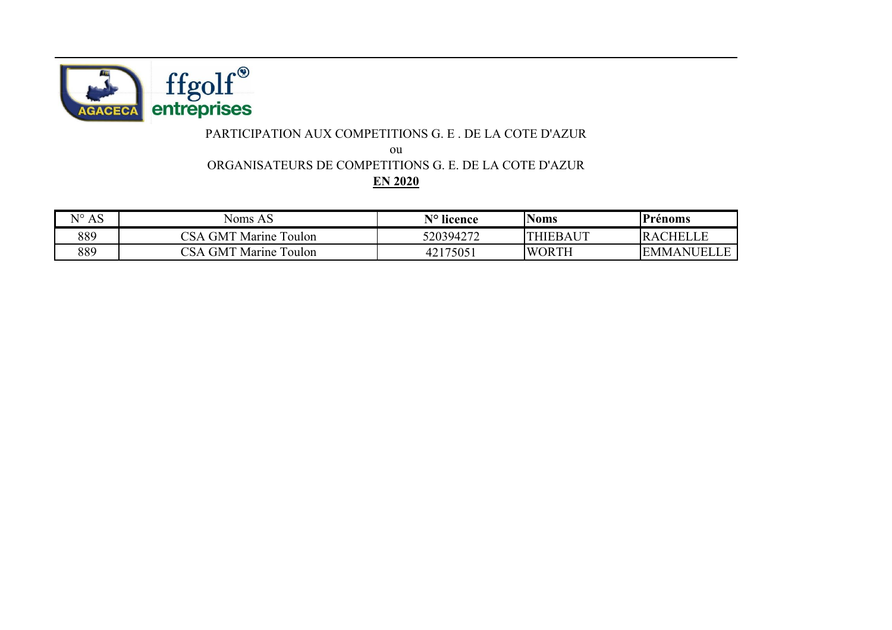PARTICIPATION AUX COMPETITIONS G. E . DE LA COTE D'AZUR

ou

ORGANISATEURS DE COMPETITIONS G. E. DE LA COTE D'AZUR

**EN 2020**

| N° AS | Noms AS | **N° licence** | **Noms** | **Prénoms** |
|---|---|---|---|---|
| 889 | CSA GMT Marine Toulon | 520394272 | THIEBAUT | RACHELLE |
| 889 | CSA GMT Marine Toulon | 42175051 | WORTH | EMMANUELLE |